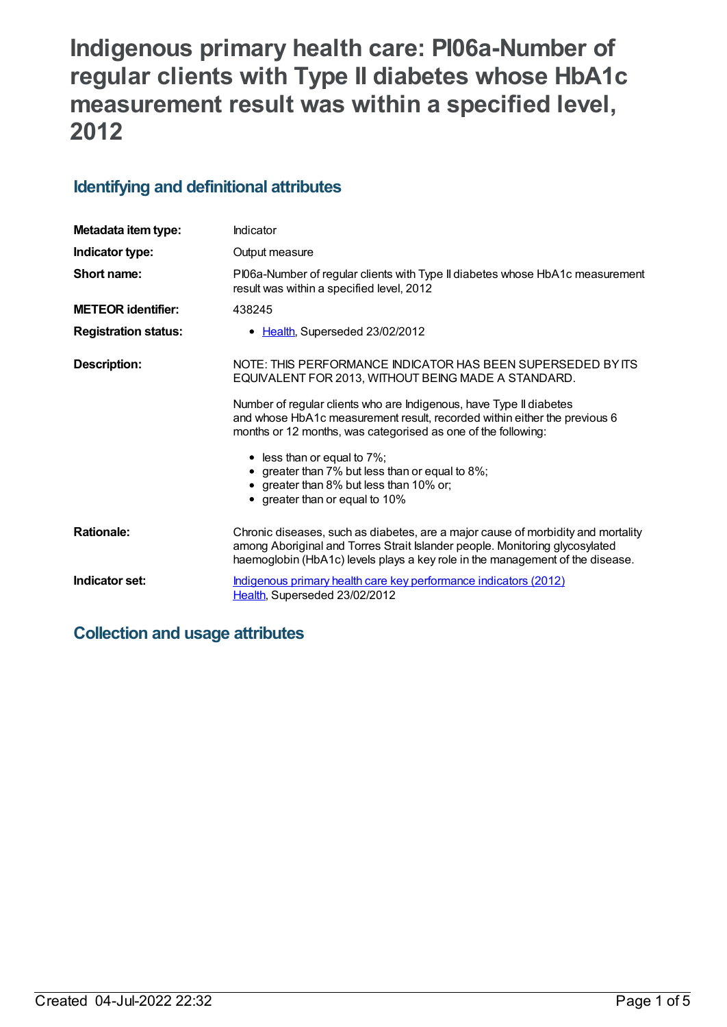# Indigenous primary health care: PI06a-Number of regular clients with Type II diabetes whose HbA1c measurement result was within a specified level, 2012

## Identifying and definitional attributes

| | |
|---|---|
| **Metadata item type:** | Indicator |
| **Indicator type:** | Output measure |
| **Short name:** | PI06a-Number of regular clients with Type II diabetes whose HbA1c measurement result was within a specified level, 2012 |
| **METEOR identifier:** | 438245 |
| **Registration status:** | • Health, Superseded 23/02/2012 |
| **Description:** | NOTE: THIS PERFORMANCE INDICATOR HAS BEEN SUPERSEDED BY ITS EQUIVALENT FOR 2013, WITHOUT BEING MADE A STANDARD.<br><br>Number of regular clients who are Indigenous, have Type II diabetes and whose HbA1c measurement result, recorded within either the previous 6 months or 12 months, was categorised as one of the following:<br><br>• less than or equal to 7%;<br>• greater than 7% but less than or equal to 8%;<br>• greater than 8% but less than 10% or;<br>• greater than or equal to 10% |
| **Rationale:** | Chronic diseases, such as diabetes, are a major cause of morbidity and mortality among Aboriginal and Torres Strait Islander people. Monitoring glycosylated haemoglobin (HbA1c) levels plays a key role in the management of the disease. |
| **Indicator set:** | Indigenous primary health care key performance indicators (2012)<br>Health, Superseded 23/02/2012 |

## Collection and usage attributes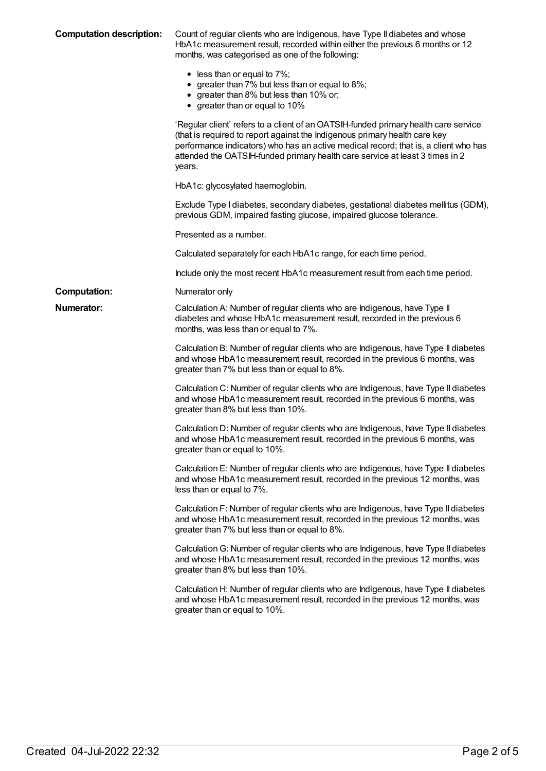**Computation description:** Count of regular clients who are Indigenous, have Type II diabetes and whose HbA1c measurement result, recorded within either the previous 6 months or 12 months, was categorised as one of the following:

- less than or equal to 7%;
- greater than 7% but less than or equal to 8%;
- greater than 8% but less than 10% or;
- greater than or equal to 10%

'Regular client' refers to a client of an OATSIH-funded primary health care service (that is required to report against the Indigenous primary health care key performance indicators) who has an active medical record; that is, a client who has attended the OATSIH-funded primary health care service at least 3 times in 2 years.

HbA1c: glycosylated haemoglobin.

Exclude Type I diabetes, secondary diabetes, gestational diabetes mellitus (GDM), previous GDM, impaired fasting glucose, impaired glucose tolerance.

Presented as a number.

Calculated separately for each HbA1c range, for each time period.

Include only the most recent HbA1c measurement result from each time period.

**Computation:** Numerator only

**Numerator:** Calculation A: Number of regular clients who are Indigenous, have Type II diabetes and whose HbA1c measurement result, recorded in the previous 6 months, was less than or equal to 7%.

Calculation B: Number of regular clients who are Indigenous, have Type II diabetes and whose HbA1c measurement result, recorded in the previous 6 months, was greater than 7% but less than or equal to 8%.

Calculation C: Number of regular clients who are Indigenous, have Type II diabetes and whose HbA1c measurement result, recorded in the previous 6 months, was greater than 8% but less than 10%.

Calculation D: Number of regular clients who are Indigenous, have Type II diabetes and whose HbA1c measurement result, recorded in the previous 6 months, was greater than or equal to 10%.

Calculation E: Number of regular clients who are Indigenous, have Type II diabetes and whose HbA1c measurement result, recorded in the previous 12 months, was less than or equal to 7%.

Calculation F: Number of regular clients who are Indigenous, have Type II diabetes and whose HbA1c measurement result, recorded in the previous 12 months, was greater than 7% but less than or equal to 8%.

Calculation G: Number of regular clients who are Indigenous, have Type II diabetes and whose HbA1c measurement result, recorded in the previous 12 months, was greater than 8% but less than 10%.

Calculation H: Number of regular clients who are Indigenous, have Type II diabetes and whose HbA1c measurement result, recorded in the previous 12 months, was greater than or equal to 10%.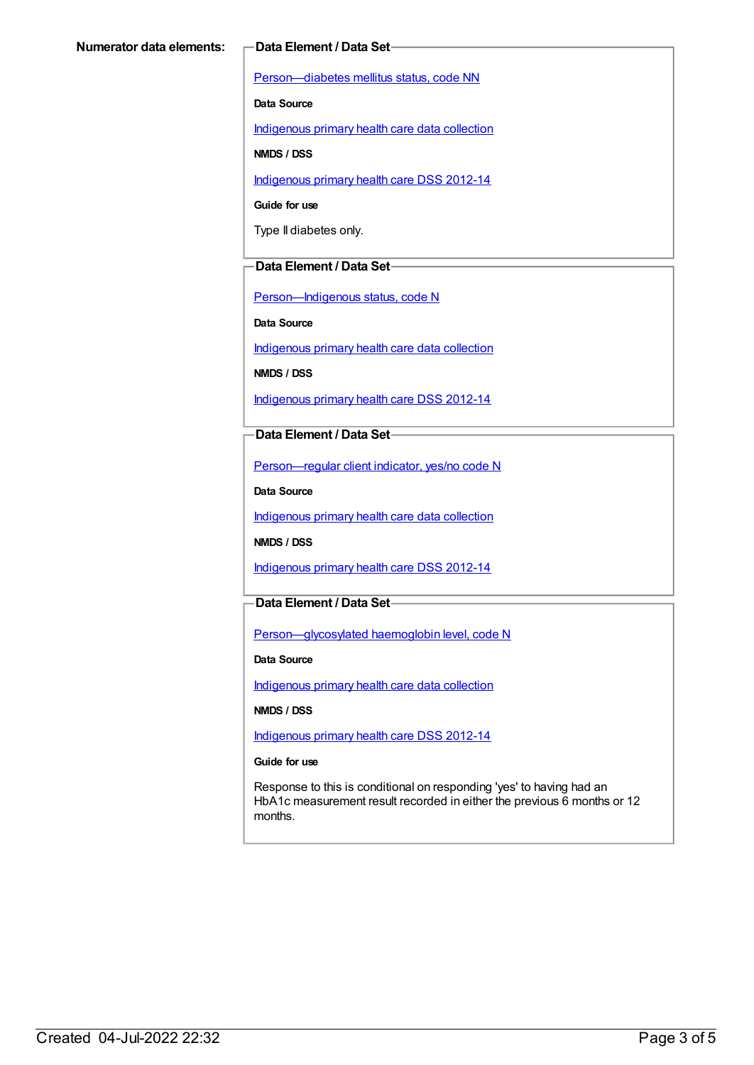**Numerator data elements:**

**Data Element / Data Set**

Person—diabetes mellitus status, code NN

**Data Source**

Indigenous primary health care data collection

**NMDS / DSS**

Indigenous primary health care DSS 2012-14

**Guide for use**

Type II diabetes only.

**Data Element / Data Set**

Person—Indigenous status, code N

**Data Source**

Indigenous primary health care data collection

**NMDS / DSS**

Indigenous primary health care DSS 2012-14

**Data Element / Data Set**

Person—regular client indicator, yes/no code N

**Data Source**

Indigenous primary health care data collection

**NMDS / DSS**

Indigenous primary health care DSS 2012-14

**Data Element / Data Set**

Person—glycosylated haemoglobin level, code N

**Data Source**

Indigenous primary health care data collection

**NMDS / DSS**

Indigenous primary health care DSS 2012-14

**Guide for use**

Response to this is conditional on responding 'yes' to having had an HbA1c measurement result recorded in either the previous 6 months or 12 months.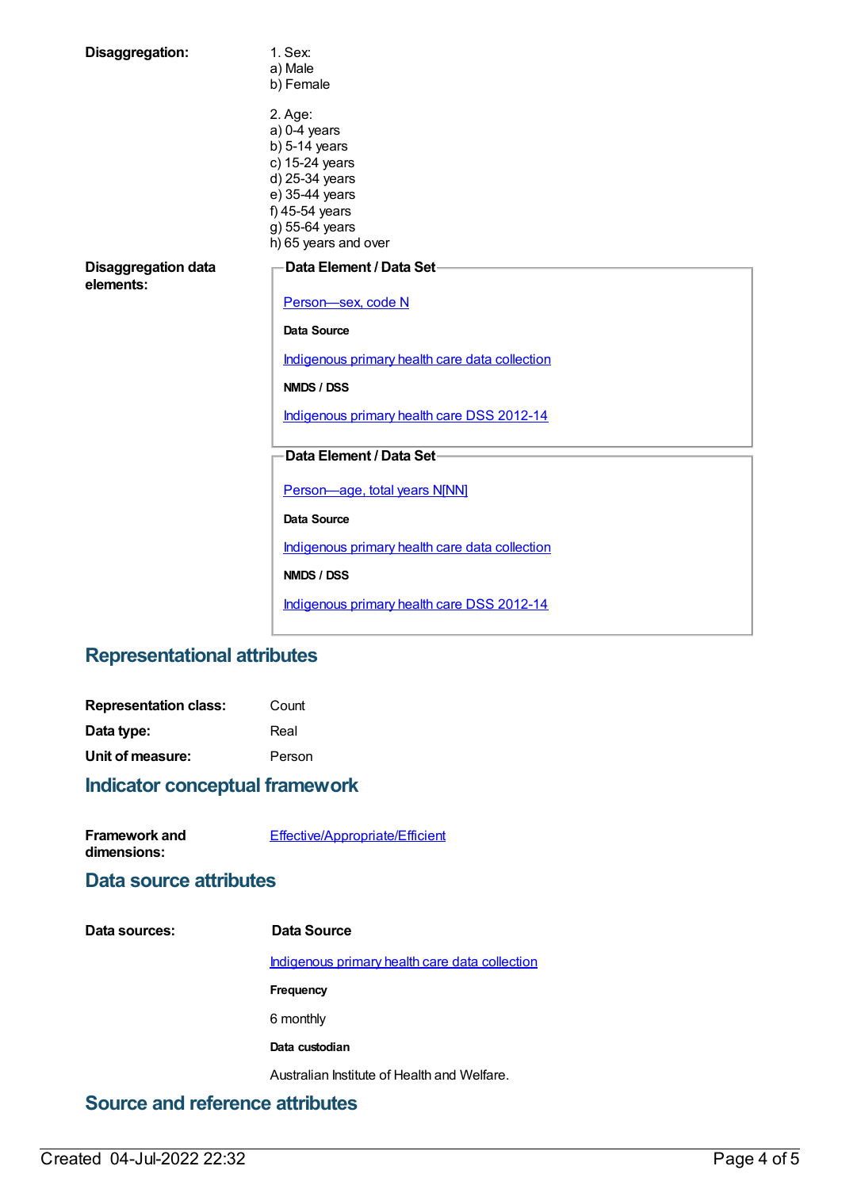**Disaggregation:**

1. Sex:
a) Male
b) Female

2. Age:
a) 0-4 years
b) 5-14 years
c) 15-24 years
d) 25-34 years
e) 35-44 years
f) 45-54 years
g) 55-64 years
h) 65 years and over

**Disaggregation data elements:**

**Data Element / Data Set**

Person—sex, code N

**Data Source**

Indigenous primary health care data collection

**NMDS / DSS**

Indigenous primary health care DSS 2012-14

**Data Element / Data Set**

Person—age, total years N[NN]

**Data Source**

Indigenous primary health care data collection

**NMDS / DSS**

Indigenous primary health care DSS 2012-14

## Representational attributes

**Representation class:** Count

**Data type:** Real

**Unit of measure:** Person

## Indicator conceptual framework

**Framework and dimensions:** Effective/Appropriate/Efficient

## Data source attributes

**Data sources:**

**Data Source**

Indigenous primary health care data collection

**Frequency**

6 monthly

**Data custodian**

Australian Institute of Health and Welfare.

## Source and reference attributes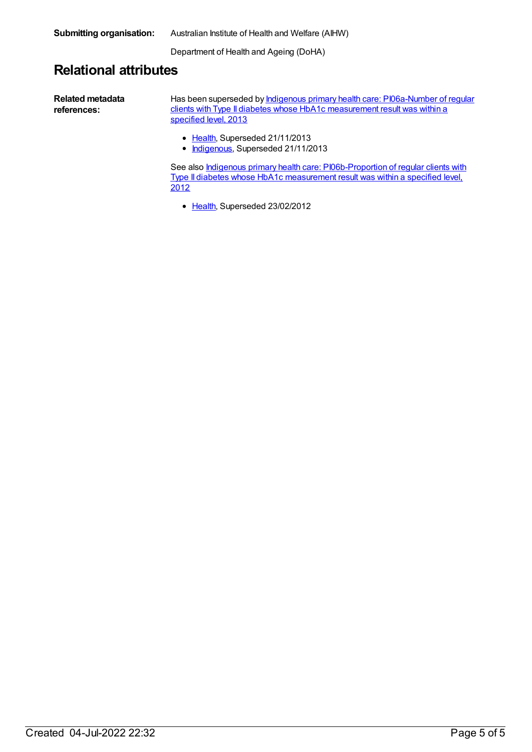**Submitting organisation:** Australian Institute of Health and Welfare (AIHW)

Department of Health and Ageing (DoHA)

## Relational attributes

**Related metadata references:**

Has been superseded by Indigenous primary health care: PI06a-Number of regular clients with Type II diabetes whose HbA1c measurement result was within a specified level, 2013

- Health, Superseded 21/11/2013
- Indigenous, Superseded 21/11/2013

See also Indigenous primary health care: PI06b-Proportion of regular clients with Type II diabetes whose HbA1c measurement result was within a specified level, 2012

- Health, Superseded 23/02/2012